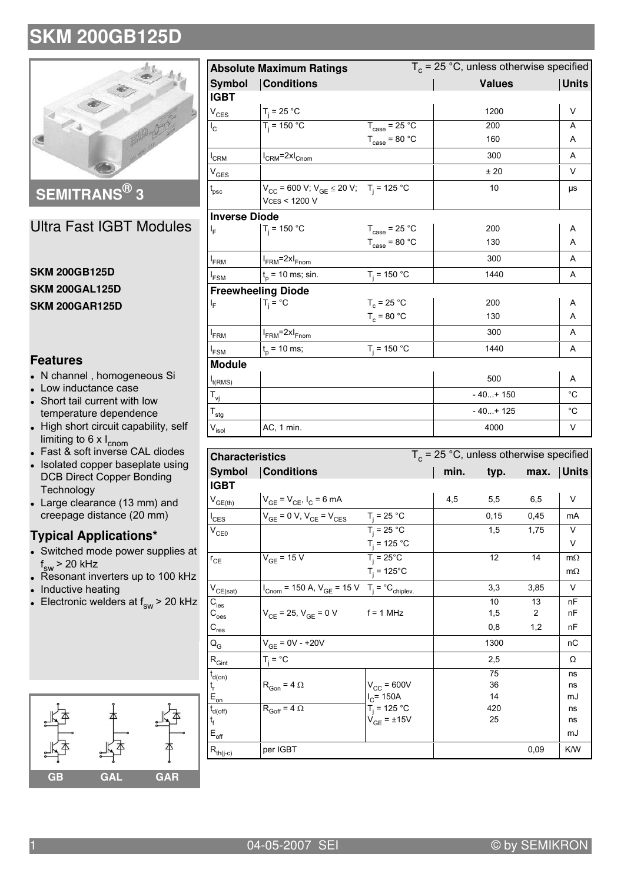# SKM 200GB125D

## SEMITRANS® 3

## Ultra Fast IGBT Modules

**SKM 200GB125D**

**SKM 200GAL125D**

**SKM 200GAR125D**

### Features

- N channel , homogeneous Si
- Low inductance case
- Short tail current with low temperature dependence
- High short circuit capability, self limiting to 6 x $I_{cnom}$
- Fast & soft inverse CAL diodes
- Isolated copper baseplate using DCB Direct Copper Bonding Technology
- Large clearance (13 mm) and creepage distance (20 mm)

### Typical Applications*

- Switched mode power supplies at $f_{sw}$ > 20 kHz
- Resonant inverters up to 100 kHz
- Inductive heating
- Electronic welders at $f_{sw}$ > 20 kHz

GB GAL GAR

| Absolute Maximum Ratings | | $T_c$ = 25 °C, unless otherwise specified | | |
|---|---|---|---|---|
| **Symbol** | **Conditions** | | **Values** | **Units** |
| **IGBT** | | | | |
| $V_{CES}$ | $T_j$ = 25 °C | | 1200 | V |
| $I_C$ | $T_j$ = 150 °C | $T_{case}$ = 25 °C | 200 | A |
| | | $T_{case}$ = 80 °C | 160 | A |
| $I_{CRM}$ | $I_{CRM}$=2x$I_{Cnom}$ | | 300 | A |
| $V_{GES}$ | | | ± 20 | V |
| $t_{psc}$ | $V_{CC}$ = 600 V; $V_{GE}$ ≤ 20 V; $V_{CES}$ < 1200 V | $T_j$ = 125 °C | 10 | µs |
| **Inverse Diode** | | | | |
| $I_F$ | $T_j$ = 150 °C | $T_{case}$ = 25 °C | 200 | A |
| | | $T_{case}$ = 80 °C | 130 | A |
| $I_{FRM}$ | $I_{FRM}$=2x$I_{Fnom}$ | | 300 | A |
| $I_{FSM}$ | $t_p$ = 10 ms; sin. | $T_j$ = 150 °C | 1440 | A |
| **Freewheeling Diode** | | | | |
| $I_F$ | $T_j$ = °C | $T_c$ = 25 °C | 200 | A |
| | | $T_c$ = 80 °C | 130 | A |
| $I_{FRM}$ | $I_{FRM}$=2x$I_{Fnom}$ | | 300 | A |
| $I_{FSM}$ | $t_p$ = 10 ms; | $T_j$ = 150 °C | 1440 | A |
| **Module** | | | | |
| $I_{t(RMS)}$ | | | 500 | A |
| $T_{vj}$ | | | - 40...+ 150 | °C |
| $T_{stg}$ | | | - 40...+ 125 | °C |
| $V_{isol}$ | AC, 1 min. | | 4000 | V |

| Characteristics | | $T_c$ = 25 °C, unless otherwise specified | | | | |
|---|---|---|---|---|---|---|
| **Symbol** | **Conditions** | | **min.** | **typ.** | **max.** | **Units** |
| **IGBT** | | | | | | |
| $V_{GE(th)}$ | $V_{GE}$ = $V_{CE}$, $I_C$ = 6 mA | | 4,5 | 5,5 | 6,5 | V |
| $I_{CES}$ | $V_{GE}$ = 0 V, $V_{CE}$ = $V_{CES}$ | $T_j$ = 25 °C | | 0,15 | 0,45 | mA |
| $V_{CE0}$ | | $T_j$ = 25 °C | | 1,5 | 1,75 | V |
| | | $T_j$ = 125 °C | | | | V |
| $r_{CE}$ | $V_{GE}$ = 15 V | $T_j$ = 25°C | | 12 | 14 | mΩ |
| | | $T_j$ = 125°C | | | | mΩ |
| $V_{CE(sat)}$ | $I_{Cnom}$ = 150 A, $V_{GE}$ = 15 V | $T_j$ = °$C_{chiplev.}$ | | 3,3 | 3,85 | V |
| $C_{ies}$ | | | | 10 | 13 | nF |
| $C_{oes}$ | $V_{CE}$ = 25, $V_{GE}$ = 0 V | f = 1 MHz | | 1,5 | 2 | nF |
| $C_{res}$ | | | | 0,8 | 1,2 | nF |
| $Q_G$ | $V_{GE}$ = 0V - +20V | | | 1300 | | nC |
| $R_{Gint}$ | $T_j$ = °C | | | 2,5 | | Ω |
| $t_{d(on)}$ | | | | 75 | | ns |
| $t_r$ | $R_{Gon}$ = 4 Ω | $V_{CC}$ = 600V | | 36 | | ns |
| $E_{on}$ | | $I_C$= 150A | | 14 | | mJ |
| $t_{d(off)}$ | $R_{Goff}$ = 4 Ω | $T_j$ = 125 °C | | 420 | | ns |
| $t_f$ | | $V_{GE}$ = ±15V | | 25 | | ns |
| $E_{off}$ | | | | | | mJ |
| $R_{th(j-c)}$ | per IGBT | | | | 0,09 | K/W |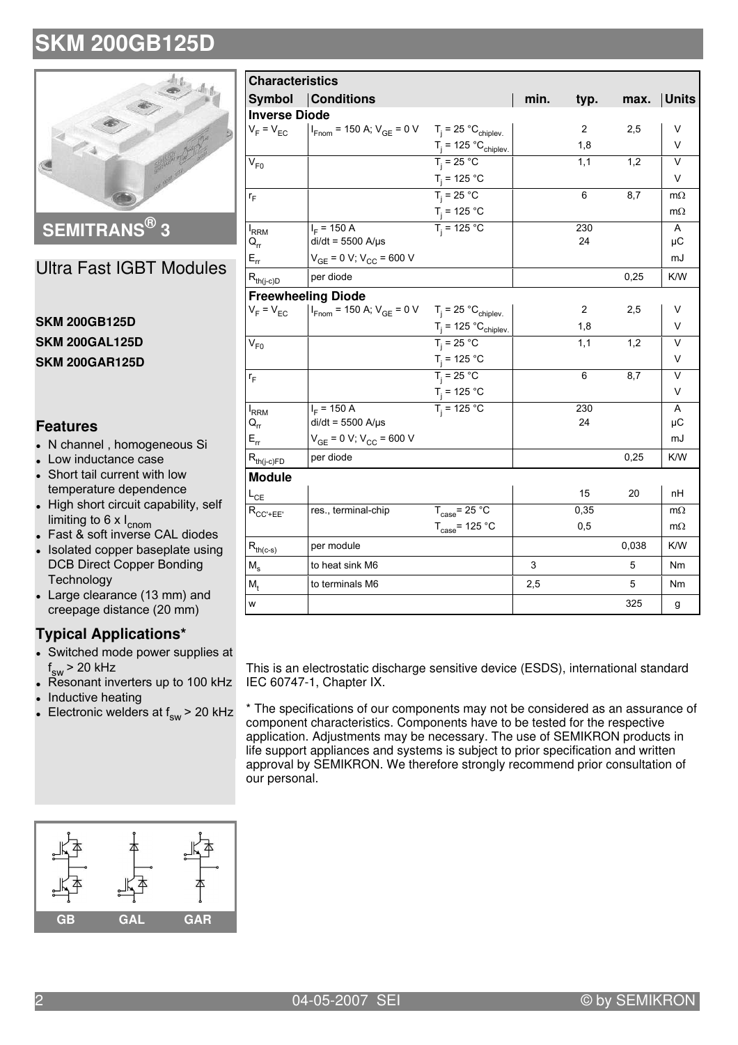# SKM 200GB125D

## SEMITRANS® 3

## Ultra Fast IGBT Modules

**SKM 200GB125D**

**SKM 200GAL125D**

**SKM 200GAR125D**

### Features

- N channel , homogeneous Si
- Low inductance case
- Short tail current with low temperature dependence
- High short circuit capability, self limiting to 6 x $I_{cnom}$
- Fast & soft inverse CAL diodes
- Isolated copper baseplate using DCB Direct Copper Bonding Technology
- Large clearance (13 mm) and creepage distance (20 mm)

### Typical Applications*

- Switched mode power supplies at $f_{sw}$ > 20 kHz
- Resonant inverters up to 100 kHz
- Inductive heating
- Electronic welders at $f_{sw}$ > 20 kHz

GB GAL GAR

| Characteristics | | | | | | |
|---|---|---|---|---|---|---|
| **Symbol** | **Conditions** | | **min.** | **typ.** | **max.** | **Units** |
| **Inverse Diode** | | | | | | |
| $V_F = V_{EC}$ | $I_{Fnom}$ = 150 A; $V_{GE}$ = 0 V | $T_j$ = 25 °$C_{chiplev.}$ | | 2 | 2,5 | V |
| | | $T_j$ = 125 °$C_{chiplev.}$ | | 1,8 | | V |
| $V_{F0}$ | | $T_j$ = 25 °C | | 1,1 | 1,2 | V |
| | | $T_j$ = 125 °C | | | | V |
| $r_F$ | | $T_j$ = 25 °C | | 6 | 8,7 | mΩ |
| | | $T_j$ = 125 °C | | | | mΩ |
| $I_{RRM}$ | $I_F$ = 150 A | $T_j$ = 125 °C | | 230 | | A |
| $Q_{rr}$ | di/dt = 5500 A/µs | | | 24 | | µC |
| $E_{rr}$ | $V_{GE}$ = 0 V; $V_{CC}$ = 600 V | | | | | mJ |
| $R_{th(j-c)D}$ | per diode | | | | 0,25 | K/W |
| **Freewheeling Diode** | | | | | | |
| $V_F = V_{EC}$ | $I_{Fnom}$ = 150 A; $V_{GE}$ = 0 V | $T_j$ = 25 °$C_{chiplev.}$ | | 2 | 2,5 | V |
| | | $T_j$ = 125 °$C_{chiplev.}$ | | 1,8 | | V |
| $V_{F0}$ | | $T_j$ = 25 °C | | 1,1 | 1,2 | V |
| | | $T_j$ = 125 °C | | | | V |
| $r_F$ | | $T_j$ = 25 °C | | 6 | 8,7 | V |
| | | $T_j$ = 125 °C | | | | V |
| $I_{RRM}$ | $I_F$ = 150 A | $T_j$ = 125 °C | | 230 | | A |
| $Q_{rr}$ | di/dt = 5500 A/µs | | | 24 | | µC |
| $E_{rr}$ | $V_{GE}$ = 0 V; $V_{CC}$ = 600 V | | | | | mJ |
| $R_{th(j-c)FD}$ | per diode | | | | 0,25 | K/W |
| **Module** | | | | | | |
| $L_{CE}$ | | | | 15 | 20 | nH |
| $R_{CC'+EE'}$ | res., terminal-chip | $T_{case}$= 25 °C | | 0,35 | | mΩ |
| | | $T_{case}$= 125 °C | | 0,5 | | mΩ |
| $R_{th(c-s)}$ | per module | | | | 0,038 | K/W |
| $M_s$ | to heat sink M6 | | 3 | | 5 | Nm |
| $M_t$ | to terminals M6 | | 2,5 | | 5 | Nm |
| w | | | | | 325 | g |

This is an electrostatic discharge sensitive device (ESDS), international standard IEC 60747-1, Chapter IX.

* The specifications of our components may not be considered as an assurance of component characteristics. Components have to be tested for the respective application. Adjustments may be necessary. The use of SEMIKRON products in life support appliances and systems is subject to prior specification and written approval by SEMIKRON. We therefore strongly recommend prior consultation of our personal.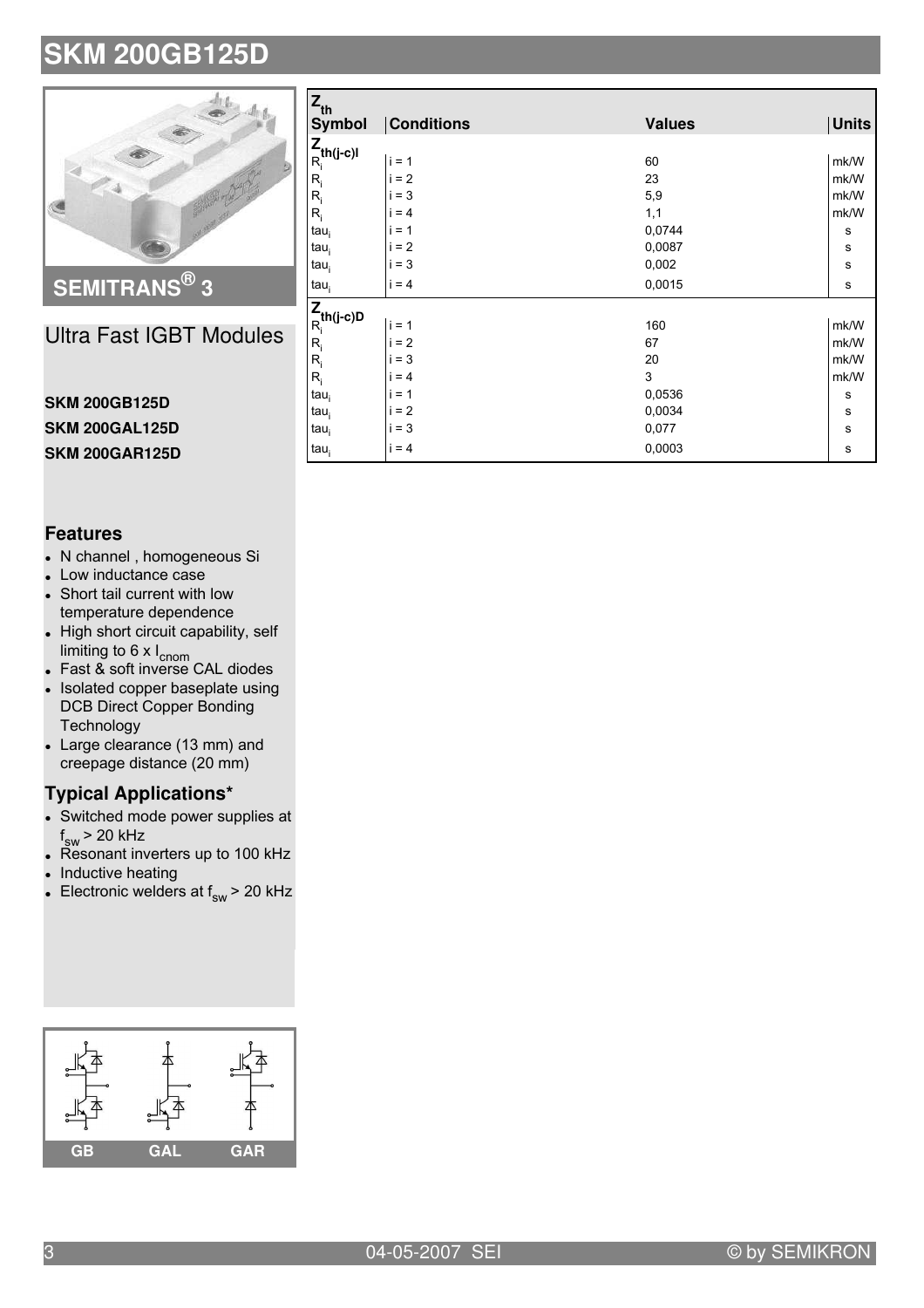# SKM 200GB125D

## SEMITRANS® 3

## Ultra Fast IGBT Modules

**SKM 200GB125D**

**SKM 200GAL125D**

**SKM 200GAR125D**

### Features

- N channel , homogeneous Si
- Low inductance case
- Short tail current with low temperature dependence
- High short circuit capability, self limiting to 6 x $I_{cnom}$
- Fast & soft inverse CAL diodes
- Isolated copper baseplate using DCB Direct Copper Bonding Technology
- Large clearance (13 mm) and creepage distance (20 mm)

### Typical Applications*

- Switched mode power supplies at $f_{sw}$ > 20 kHz
- Resonant inverters up to 100 kHz
- Inductive heating
- Electronic welders at $f_{sw}$ > 20 kHz

GB GAL GAR

| $Z_{th}$ | | | |
|---|---|---|---|
| **Symbol** | **Conditions** | **Values** | **Units** |
| $Z_{th(j-c)I}$ | | | |
| $R_i$ | i = 1 | 60 | mk/W |
| $R_i$ | i = 2 | 23 | mk/W |
| $R_i$ | i = 3 | 5,9 | mk/W |
| $R_i$ | i = 4 | 1,1 | mk/W |
| $tau_i$ | i = 1 | 0,0744 | s |
| $tau_i$ | i = 2 | 0,0087 | s |
| $tau_i$ | i = 3 | 0,002 | s |
| $tau_i$ | i = 4 | 0,0015 | s |
| $Z_{th(j-c)D}$ | | | |
| $R_i$ | i = 1 | 160 | mk/W |
| $R_i$ | i = 2 | 67 | mk/W |
| $R_i$ | i = 3 | 20 | mk/W |
| $R_i$ | i = 4 | 3 | mk/W |
| $tau_i$ | i = 1 | 0,0536 | s |
| $tau_i$ | i = 2 | 0,0034 | s |
| $tau_i$ | i = 3 | 0,077 | s |
| $tau_i$ | i = 4 | 0,0003 | s |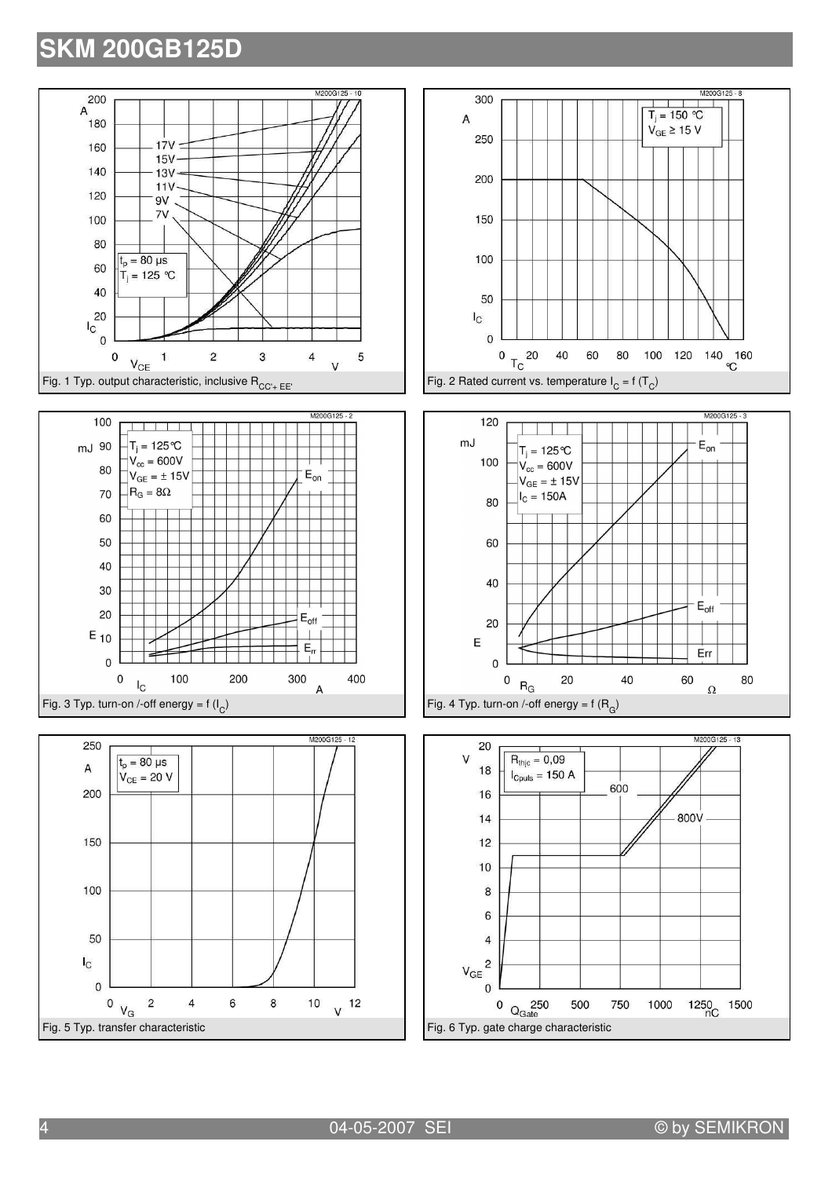# SKM 200GB125D

M200G125 - 10

$t_p$ = 80 µs
$T_j$ = 125 °C

17V
15V
13V
11V
9V
7V

Fig. 1 Typ. output characteristic, inclusive $R_{CC'+EE'}$

M200G125 - 8

$T_j$ = 150 °C
$V_{GE} \geq$ 15 V

Fig. 2 Rated current vs. temperature $I_C = f(T_C)$

M200G125 - 2

$T_j$ = 125°C
$V_{cc}$ = 600V
$V_{GE}$ = ± 15V
$R_G$ = 8Ω

$E_{on}$
$E_{off}$
$E_{rr}$

Fig. 3 Typ. turn-on /-off energy = f ($I_C$)

M200G125 - 3

$T_j$ = 125°C
$V_{cc}$ = 600V
$V_{GE}$ = ± 15V
$I_C$ = 150A

$E_{on}$
$E_{off}$
Err

Fig. 4 Typ. turn-on /-off energy = f ($R_G$)

M200G125 - 12

$t_p$ = 80 µs
$V_{CE}$ = 20 V

Fig. 5 Typ. transfer characteristic

M200G125 - 13

$R_{thjc}$ = 0,09
$I_{Cpuls}$ = 150 A

600
800V

Fig. 6 Typ. gate charge characteristic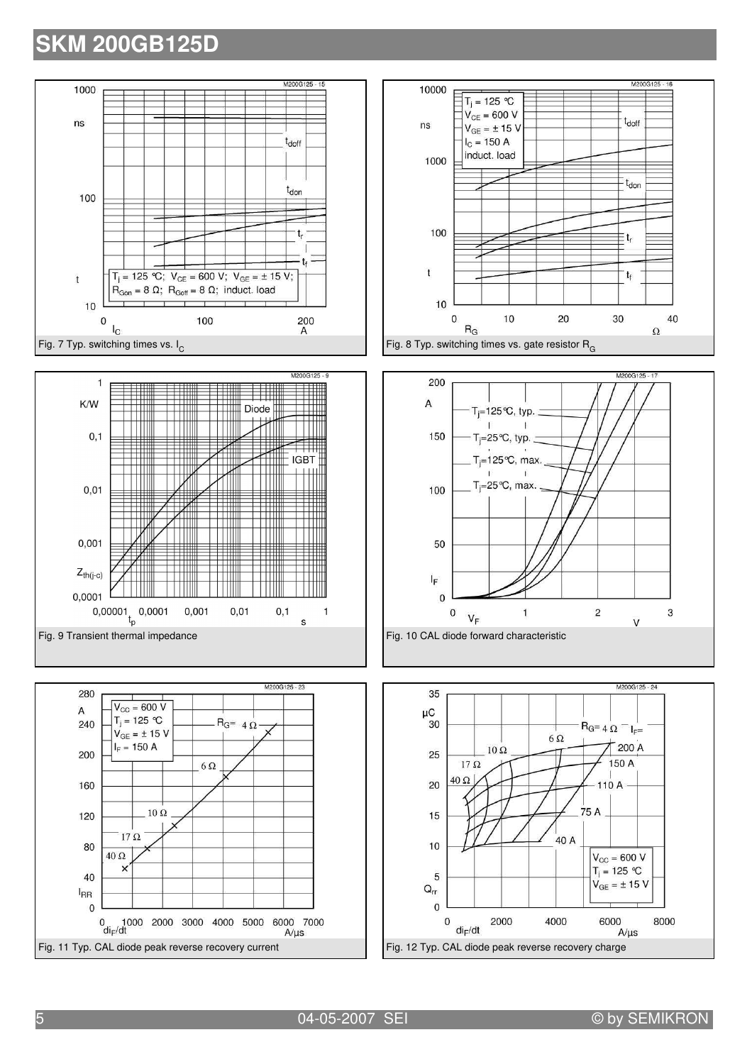# SKM 200GB125D

Fig. 7 Typ. switching times vs. $I_C$

Fig. 8 Typ. switching times vs. gate resistor $R_G$

Fig. 9 Transient thermal impedance

Fig. 10 CAL diode forward characteristic

Fig. 11 Typ. CAL diode peak reverse recovery current

Fig. 12 Typ. CAL diode peak reverse recovery charge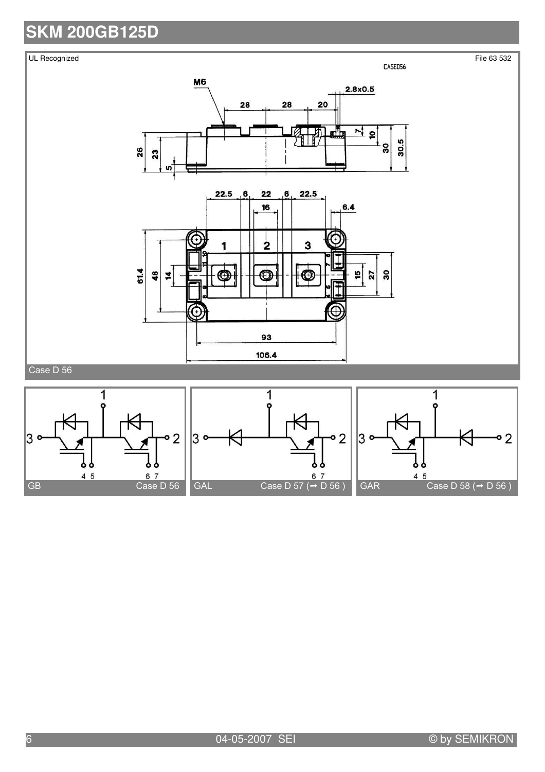# SKM 200GB125D

UL Recognized

File 63 532

CASED56

M6

2.8x0.5

28

28

20

7

10

30

30.5

26

23

5

22.5

6

22

6

22.5

16

6.4

1

2

3

61.4

48

14

15

27

30

93

106.4

Case D 56

GB Case D 56

GAL Case D 57 (➡ D 56 )

GAR Case D 58 (➡ D 56 )